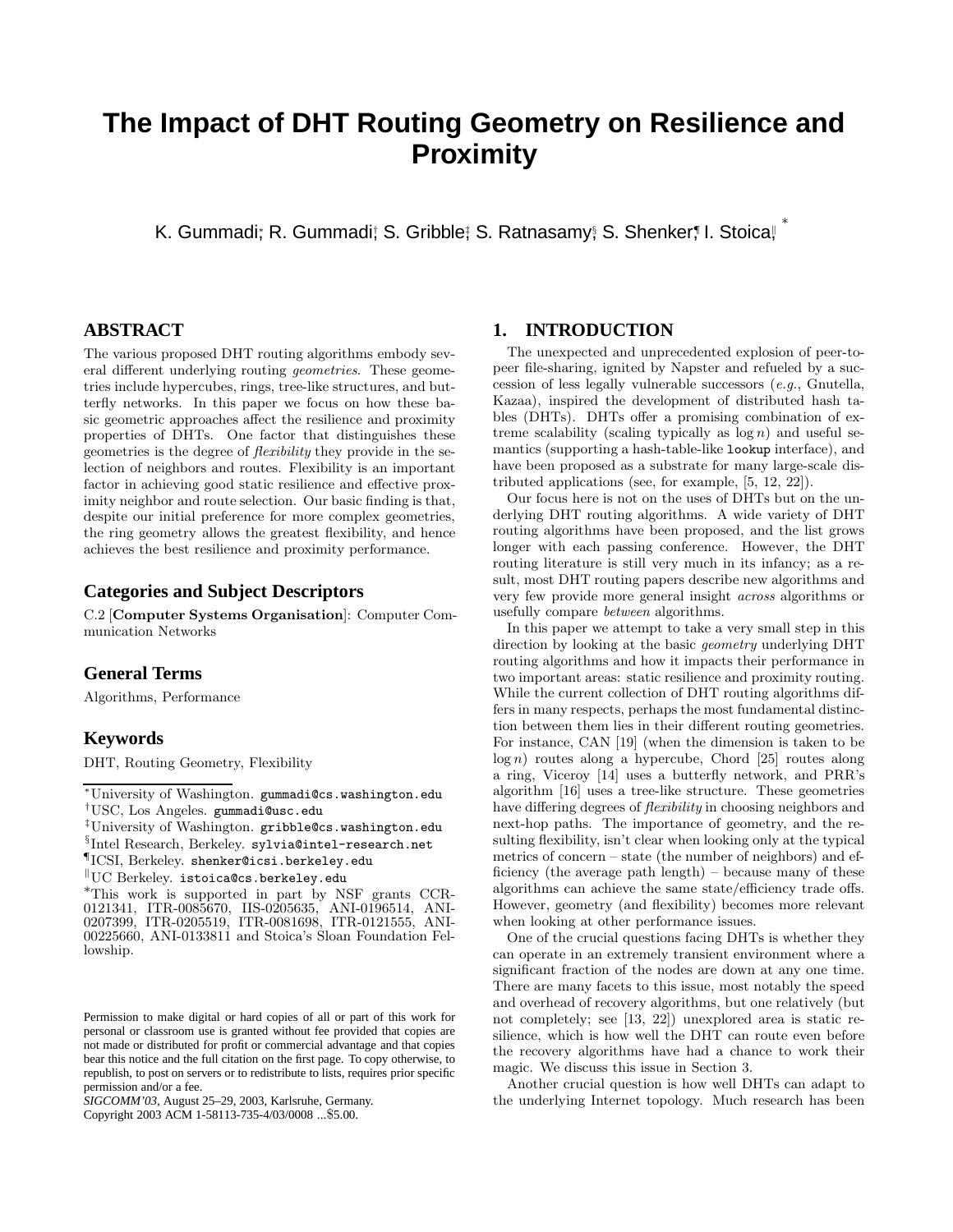# The Impact of DHT Routing Geometry on Resilience and Proximity

K. Gummadi[*], R. Gummadi[†], S. Gribble[‡], S. Ratnasamy[§], S. Shenker[¶], I. Stoica[‖] [*]

## ABSTRACT

The various proposed DHT routing algorithms embody several different underlying routing *geometries*. These geometries include hypercubes, rings, tree-like structures, and butterfly networks. In this paper we focus on how these basic geometric approaches affect the resilience and proximity properties of DHTs. One factor that distinguishes these geometries is the degree of *flexibility* they provide in the selection of neighbors and routes. Flexibility is an important factor in achieving good static resilience and effective proximity neighbor and route selection. Our basic finding is that, despite our initial preference for more complex geometries, the ring geometry allows the greatest flexibility, and hence achieves the best resilience and proximity performance.

### Categories and Subject Descriptors

C.2 [**Computer Systems Organisation**]: Computer Communication Networks

### General Terms

Algorithms, Performance

### Keywords

DHT, Routing Geometry, Flexibility

[*]University of Washington. gummadi@cs.washington.edu

[†]USC, Los Angeles. gummadi@usc.edu

[‡]University of Washington. gribble@cs.washington.edu

[§]Intel Research, Berkeley. sylvia@intel-research.net

[¶]ICSI, Berkeley. shenker@icsi.berkeley.edu

[‖]UC Berkeley. istoica@cs.berkeley.edu

[*]This work is supported in part by NSF grants CCR-0121341, ITR-0085670, IIS-0205635, ANI-0196514, ANI-0207399, ITR-0205519, ITR-0081698, ITR-0121555, ANI-00225660, ANI-0133811 and Stoica's Sloan Foundation Fellowship.

Permission to make digital or hard copies of all or part of this work for personal or classroom use is granted without fee provided that copies are not made or distributed for profit or commercial advantage and that copies bear this notice and the full citation on the first page. To copy otherwise, to republish, to post on servers or to redistribute to lists, requires prior specific permission and/or a fee.

*SIGCOMM'03*, August 25–29, 2003, Karlsruhe, Germany.

Copyright 2003 ACM 1-58113-735-4/03/0008 ...$5.00.

## 1. INTRODUCTION

The unexpected and unprecedented explosion of peer-to-peer file-sharing, ignited by Napster and refueled by a succession of less legally vulnerable successors (*e.g.*, Gnutella, Kazaa), inspired the development of distributed hash tables (DHTs). DHTs offer a promising combination of extreme scalability (scaling typically as $\log n$) and useful semantics (supporting a hash-table-like `lookup` interface), and have been proposed as a substrate for many large-scale distributed applications (see, for example, [5, 12, 22]).

Our focus here is not on the uses of DHTs but on the underlying DHT routing algorithms. A wide variety of DHT routing algorithms have been proposed, and the list grows longer with each passing conference. However, the DHT routing literature is still very much in its infancy; as a result, most DHT routing papers describe new algorithms and very few provide more general insight *across* algorithms or usefully compare *between* algorithms.

In this paper we attempt to take a very small step in this direction by looking at the basic *geometry* underlying DHT routing algorithms and how it impacts their performance in two important areas: static resilience and proximity routing. While the current collection of DHT routing algorithms differs in many respects, perhaps the most fundamental distinction between them lies in their different routing geometries. For instance, CAN [19] (when the dimension is taken to be $\log n$) routes along a hypercube, Chord [25] routes along a ring, Viceroy [14] uses a butterfly network, and PRR's algorithm [16] uses a tree-like structure. These geometries have differing degrees of *flexibility* in choosing neighbors and next-hop paths. The importance of geometry, and the resulting flexibility, isn't clear when looking only at the typical metrics of concern – state (the number of neighbors) and efficiency (the average path length) – because many of these algorithms can achieve the same state/efficiency trade offs. However, geometry (and flexibility) becomes more relevant when looking at other performance issues.

One of the crucial questions facing DHTs is whether they can operate in an extremely transient environment where a significant fraction of the nodes are down at any one time. There are many facets to this issue, most notably the speed and overhead of recovery algorithms, but one relatively (but not completely; see [13, 22]) unexplored area is static resilience, which is how well the DHT can route even before the recovery algorithms have had a chance to work their magic. We discuss this issue in Section 3.

Another crucial question is how well DHTs can adapt to the underlying Internet topology. Much research has been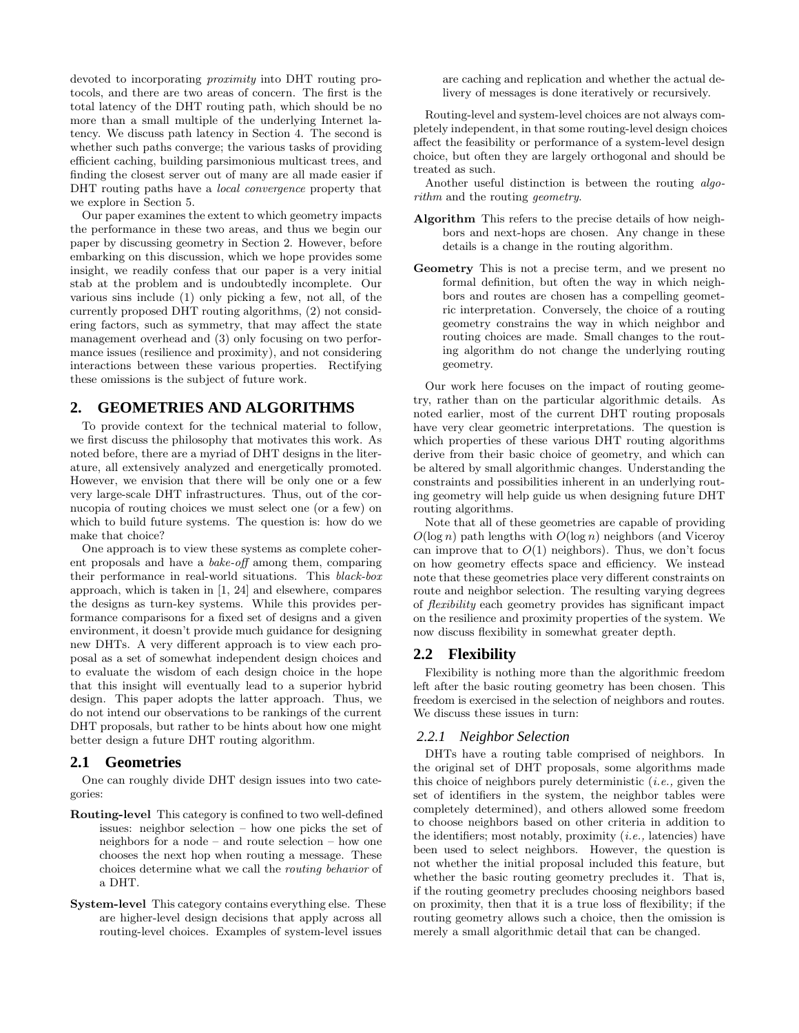devoted to incorporating *proximity* into DHT routing protocols, and there are two areas of concern. The first is the total latency of the DHT routing path, which should be no more than a small multiple of the underlying Internet latency. We discuss path latency in Section 4. The second is whether such paths converge; the various tasks of providing efficient caching, building parsimonious multicast trees, and finding the closest server out of many are all made easier if DHT routing paths have a *local convergence* property that we explore in Section 5.

Our paper examines the extent to which geometry impacts the performance in these two areas, and thus we begin our paper by discussing geometry in Section 2. However, before embarking on this discussion, which we hope provides some insight, we readily confess that our paper is a very initial stab at the problem and is undoubtedly incomplete. Our various sins include (1) only picking a few, not all, of the currently proposed DHT routing algorithms, (2) not considering factors, such as symmetry, that may affect the state management overhead and (3) only focusing on two performance issues (resilience and proximity), and not considering interactions between these various properties. Rectifying these omissions is the subject of future work.

## 2. GEOMETRIES AND ALGORITHMS

To provide context for the technical material to follow, we first discuss the philosophy that motivates this work. As noted before, there are a myriad of DHT designs in the literature, all extensively analyzed and energetically promoted. However, we envision that there will be only one or a few very large-scale DHT infrastructures. Thus, out of the cornucopia of routing choices we must select one (or a few) on which to build future systems. The question is: how do we make that choice?

One approach is to view these systems as complete coherent proposals and have a *bake-off* among them, comparing their performance in real-world situations. This *black-box* approach, which is taken in [1, 24] and elsewhere, compares the designs as turn-key systems. While this provides performance comparisons for a fixed set of designs and a given environment, it doesn't provide much guidance for designing new DHTs. A very different approach is to view each proposal as a set of somewhat independent design choices and to evaluate the wisdom of each design choice in the hope that this insight will eventually lead to a superior hybrid design. This paper adopts the latter approach. Thus, we do not intend our observations to be rankings of the current DHT proposals, but rather to be hints about how one might better design a future DHT routing algorithm.

### 2.1 Geometries

One can roughly divide DHT design issues into two categories:

**Routing-level** This category is confined to two well-defined issues: neighbor selection – how one picks the set of neighbors for a node – and route selection – how one chooses the next hop when routing a message. These choices determine what we call the *routing behavior* of a DHT.

**System-level** This category contains everything else. These are higher-level design decisions that apply across all routing-level choices. Examples of system-level issues are caching and replication and whether the actual delivery of messages is done iteratively or recursively.

Routing-level and system-level choices are not always completely independent, in that some routing-level design choices affect the feasibility or performance of a system-level design choice, but often they are largely orthogonal and should be treated as such.

Another useful distinction is between the routing *algorithm* and the routing *geometry*.

**Algorithm** This refers to the precise details of how neighbors and next-hops are chosen. Any change in these details is a change in the routing algorithm.

**Geometry** This is not a precise term, and we present no formal definition, but often the way in which neighbors and routes are chosen has a compelling geometric interpretation. Conversely, the choice of a routing geometry constrains the way in which neighbor and routing choices are made. Small changes to the routing algorithm do not change the underlying routing geometry.

Our work here focuses on the impact of routing geometry, rather than on the particular algorithmic details. As noted earlier, most of the current DHT routing proposals have very clear geometric interpretations. The question is which properties of these various DHT routing algorithms derive from their basic choice of geometry, and which can be altered by small algorithmic changes. Understanding the constraints and possibilities inherent in an underlying routing geometry will help guide us when designing future DHT routing algorithms.

Note that all of these geometries are capable of providing $O(\log n)$ path lengths with $O(\log n)$ neighbors (and Viceroy can improve that to $O(1)$ neighbors). Thus, we don't focus on how geometry effects space and efficiency. We instead note that these geometries place very different constraints on route and neighbor selection. The resulting varying degrees of *flexibility* each geometry provides has significant impact on the resilience and proximity properties of the system. We now discuss flexibility in somewhat greater depth.

### 2.2 Flexibility

Flexibility is nothing more than the algorithmic freedom left after the basic routing geometry has been chosen. This freedom is exercised in the selection of neighbors and routes. We discuss these issues in turn:

#### 2.2.1 Neighbor Selection

DHTs have a routing table comprised of neighbors. In the original set of DHT proposals, some algorithms made this choice of neighbors purely deterministic (*i.e.,* given the set of identifiers in the system, the neighbor tables were completely determined), and others allowed some freedom to choose neighbors based on other criteria in addition to the identifiers; most notably, proximity (*i.e.,* latencies) have been used to select neighbors. However, the question is not whether the initial proposal included this feature, but whether the basic routing geometry precludes it. That is, if the routing geometry precludes choosing neighbors based on proximity, then that it is a true loss of flexibility; if the routing geometry allows such a choice, then the omission is merely a small algorithmic detail that can be changed.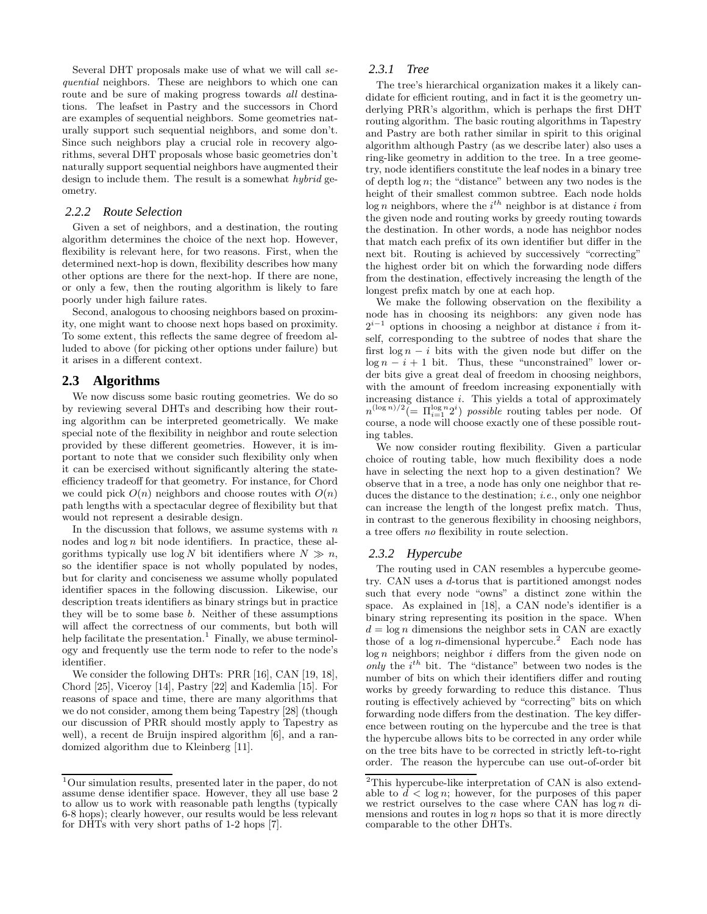Several DHT proposals make use of what we will call *sequential* neighbors. These are neighbors to which one can route and be sure of making progress towards *all* destinations. The leafset in Pastry and the successors in Chord are examples of sequential neighbors. Some geometries naturally support such sequential neighbors, and some don't. Since such neighbors play a crucial role in recovery algorithms, several DHT proposals whose basic geometries don't naturally support sequential neighbors have augmented their design to include them. The result is a somewhat *hybrid* geometry.

### 2.2.2 Route Selection

Given a set of neighbors, and a destination, the routing algorithm determines the choice of the next hop. However, flexibility is relevant here, for two reasons. First, when the determined next-hop is down, flexibility describes how many other options are there for the next-hop. If there are none, or only a few, then the routing algorithm is likely to fare poorly under high failure rates.

Second, analogous to choosing neighbors based on proximity, one might want to choose next hops based on proximity. To some extent, this reflects the same degree of freedom alluded to above (for picking other options under failure) but it arises in a different context.

## 2.3 Algorithms

We now discuss some basic routing geometries. We do so by reviewing several DHTs and describing how their routing algorithm can be interpreted geometrically. We make special note of the flexibility in neighbor and route selection provided by these different geometries. However, it is important to note that we consider such flexibility only when it can be exercised without significantly altering the state-efficiency tradeoff for that geometry. For instance, for Chord we could pick $O(n)$ neighbors and choose routes with $O(n)$ path lengths with a spectacular degree of flexibility but that would not represent a desirable design.

In the discussion that follows, we assume systems with $n$ nodes and $\log n$ bit node identifiers. In practice, these algorithms typically use $\log N$ bit identifiers where $N \gg n$, so the identifier space is not wholly populated by nodes, but for clarity and conciseness we assume wholly populated identifier spaces in the following discussion. Likewise, our description treats identifiers as binary strings but in practice they will be to some base $b$. Neither of these assumptions will affect the correctness of our comments, but both will help facilitate the presentation.[1] Finally, we abuse terminology and frequently use the term node to refer to the node's identifier.

We consider the following DHTs: PRR [16], CAN [19, 18], Chord [25], Viceroy [14], Pastry [22] and Kademlia [15]. For reasons of space and time, there are many algorithms that we do not consider, among them being Tapestry [28] (though our discussion of PRR should mostly apply to Tapestry as well), a recent de Bruijn inspired algorithm [6], and a randomized algorithm due to Kleinberg [11].

[1] Our simulation results, presented later in the paper, do not assume dense identifier space. However, they all use base 2 to allow us to work with reasonable path lengths (typically 6-8 hops); clearly however, our results would be less relevant for DHTs with very short paths of 1-2 hops [7].

### 2.3.1 Tree

The tree's hierarchical organization makes it a likely candidate for efficient routing, and in fact it is the geometry underlying PRR's algorithm, which is perhaps the first DHT routing algorithm. The basic routing algorithms in Tapestry and Pastry are both rather similar in spirit to this original algorithm although Pastry (as we describe later) also uses a ring-like geometry in addition to the tree. In a tree geometry, node identifiers constitute the leaf nodes in a binary tree of depth $\log n$; the "distance" between any two nodes is the height of their smallest common subtree. Each node holds $\log n$ neighbors, where the $i^{th}$ neighbor is at distance $i$ from the given node and routing works by greedy routing towards the destination. In other words, a node has neighbor nodes that match each prefix of its own identifier but differ in the next bit. Routing is achieved by successively "correcting" the highest order bit on which the forwarding node differs from the destination, effectively increasing the length of the longest prefix match by one at each hop.

We make the following observation on the flexibility a node has in choosing its neighbors: any given node has $2^{i-1}$ options in choosing a neighbor at distance $i$ from itself, corresponding to the subtree of nodes that share the first $\log n - i$ bits with the given node but differ on the $\log n - i + 1$ bit. Thus, these "unconstrained" lower order bits give a great deal of freedom in choosing neighbors, with the amount of freedom increasing exponentially with increasing distance $i$. This yields a total of approximately $n^{(\log n)/2} (= \Pi_{i=1}^{\log n} 2^i)$ *possible* routing tables per node. Of course, a node will choose exactly one of these possible routing tables.

We now consider routing flexibility. Given a particular choice of routing table, how much flexibility does a node have in selecting the next hop to a given destination? We observe that in a tree, a node has only one neighbor that reduces the distance to the destination; *i.e.*, only one neighbor can increase the length of the longest prefix match. Thus, in contrast to the generous flexibility in choosing neighbors, a tree offers *no* flexibility in route selection.

### 2.3.2 Hypercube

The routing used in CAN resembles a hypercube geometry. CAN uses a $d$-torus that is partitioned amongst nodes such that every node "owns" a distinct zone within the space. As explained in [18], a CAN node's identifier is a binary string representing its position in the space. When $d = \log n$ dimensions the neighbor sets in CAN are exactly those of a $\log n$-dimensional hypercube.[2] Each node has $\log n$ neighbors; neighbor $i$ differs from the given node on *only* the $i^{th}$ bit. The "distance" between two nodes is the number of bits on which their identifiers differ and routing works by greedy forwarding to reduce this distance. Thus routing is effectively achieved by "correcting" bits on which forwarding node differs from the destination. The key difference between routing on the hypercube and the tree is that the hypercube allows bits to be corrected in any order while on the tree bits have to be corrected in strictly left-to-right order. The reason the hypercube can use out-of-order bit

[2] This hypercube-like interpretation of CAN is also extendable to $d < \log n$; however, for the purposes of this paper we restrict ourselves to the case where CAN has $\log n$ dimensions and routes in $\log n$ hops so that it is more directly comparable to the other DHTs.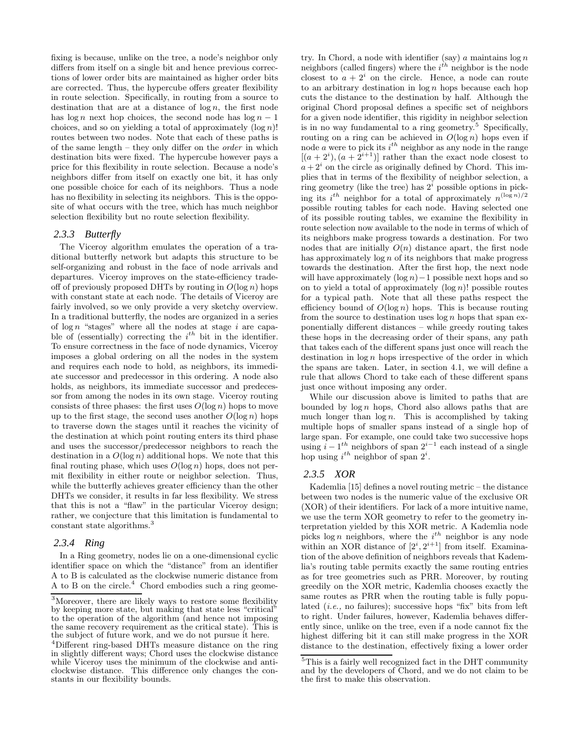fixing is because, unlike on the tree, a node's neighbor only differs from itself on a single bit and hence previous corrections of lower order bits are maintained as higher order bits are corrected. Thus, the hypercube offers greater flexibility in route selection. Specifically, in routing from a source to destination that are at a distance of $\log n$, the first node has $\log n$ next hop choices, the second node has $\log n - 1$ choices, and so on yielding a total of approximately $(\log n)!$ routes between two nodes. Note that each of these paths is of the same length – they only differ on the *order* in which destination bits were fixed. The hypercube however pays a price for this flexibility in route selection. Because a node's neighbors differ from itself on exactly one bit, it has only one possible choice for each of its neighbors. Thus a node has no flexibility in selecting its neighbors. This is the opposite of what occurs with the tree, which has much neighbor selection flexibility but no route selection flexibility.

#### 2.3.3 Butterfly

The Viceroy algorithm emulates the operation of a traditional butterfly network but adapts this structure to be self-organizing and robust in the face of node arrivals and departures. Viceroy improves on the state-efficiency tradeoff of previously proposed DHTs by routing in $O(\log n)$ hops with constant state at each node. The details of Viceroy are fairly involved, so we only provide a very sketchy overview. In a traditional butterfly, the nodes are organized in a series of $\log n$ "stages" where all the nodes at stage $i$ are capable of (essentially) correcting the $i^{th}$ bit in the identifier. To ensure correctness in the face of node dynamics, Viceroy imposes a global ordering on all the nodes in the system and requires each node to hold, as neighbors, its immediate successor and predecessor in this ordering. A node also holds, as neighbors, its immediate successor and predecessor from among the nodes in its own stage. Viceroy routing consists of three phases: the first uses $O(\log n)$ hops to move up to the first stage, the second uses another $O(\log n)$ hops to traverse down the stages until it reaches the vicinity of the destination at which point routing enters its third phase and uses the successor/predecessor neighbors to reach the destination in a $O(\log n)$ additional hops. We note that this final routing phase, which uses $O(\log n)$ hops, does not permit flexibility in either route or neighbor selection. Thus, while the butterfly achieves greater efficiency than the other DHTs we consider, it results in far less flexibility. We stress that this is not a "flaw" in the particular Viceroy design; rather, we conjecture that this limitation is fundamental to constant state algorithms.[3]

#### 2.3.4 Ring

In a Ring geometry, nodes lie on a one-dimensional cyclic identifier space on which the "distance" from an identifier A to B is calculated as the clockwise numeric distance from A to B on the circle.[4] Chord embodies such a ring geometry. In Chord, a node with identifier (say) $a$ maintains $\log n$ neighbors (called fingers) where the $i^{th}$ neighbor is the node closest to $a + 2^i$ on the circle. Hence, a node can route to an arbitrary destination in $\log n$ hops because each hop cuts the distance to the destination by half. Although the original Chord proposal defines a specific set of neighbors for a given node identifier, this rigidity in neighbor selection is in no way fundamental to a ring geometry.[5] Specifically, routing on a ring can be achieved in $O(\log n)$ hops even if node $a$ were to pick its $i^{th}$ neighbor as any node in the range $[(a + 2^i), (a + 2^{i+1})]$ rather than the exact node closest to $a + 2^i$ on the circle as originally defined by Chord. This implies that in terms of the flexibility of neighbor selection, a ring geometry (like the tree) has $2^i$ possible options in picking its $i^{th}$ neighbor for a total of approximately $n^{(\log n)/2}$ possible routing tables for each node. Having selected one of its possible routing tables, we examine the flexibility in route selection now available to the node in terms of which of its neighbors make progress towards a destination. For two nodes that are initially $O(n)$ distance apart, the first node has approximately $\log n$ of its neighbors that make progress towards the destination. After the first hop, the next node will have approximately $(\log n) - 1$ possible next hops and so on to yield a total of approximately $(\log n)!$ possible routes for a typical path. Note that all these paths respect the efficiency bound of $O(\log n)$ hops. This is because routing from the source to destination uses $\log n$ hops that span exponentially different distances – while greedy routing takes these hops in the decreasing order of their spans, any path that takes each of the different spans just once will reach the destination in $\log n$ hops irrespective of the order in which the spans are taken. Later, in section 4.1, we will define a rule that allows Chord to take each of these different spans just once without imposing any order.

While our discussion above is limited to paths that are bounded by $\log n$ hops, Chord also allows paths that are much longer than $\log n$. This is accomplished by taking multiple hops of smaller spans instead of a single hop of large span. For example, one could take two successive hops using $i - 1^{th}$ neighbors of span $2^{i-1}$ each instead of a single hop using $i^{th}$ neighbor of span $2^i$.

#### 2.3.5 XOR

Kademlia [15] defines a novel routing metric – the distance between two nodes is the numeric value of the exclusive OR (XOR) of their identifiers. For lack of a more intuitive name, we use the term XOR geometry to refer to the geometry interpretation yielded by this XOR metric. A Kademlia node picks $\log n$ neighbors, where the $i^{th}$ neighbor is any node within an XOR distance of $[2^i, 2^{i+1}]$ from itself. Examination of the above definition of neighbors reveals that Kademlia's routing table permits exactly the same routing entries as for tree geometries such as PRR. Moreover, by routing greedily on the XOR metric, Kademlia chooses exactly the same routes as PRR when the routing table is fully populated (*i.e.,* no failures); successive hops "fix" bits from left to right. Under failures, however, Kademlia behaves differently since, unlike on the tree, even if a node cannot fix the highest differing bit it can still make progress in the XOR distance to the destination, effectively fixing a lower order

[3] Moreover, there are likely ways to restore some flexibility by keeping more state, but making that state less "critical" to the operation of the algorithm (and hence not imposing the same recovery requirement as the critical state). This is the subject of future work, and we do not pursue it here.

[4] Different ring-based DHTs measure distance on the ring in slightly different ways; Chord uses the clockwise distance while Viceroy uses the minimum of the clockwise and anticlockwise distance. This difference only changes the constants in our flexibility bounds.

[5] This is a fairly well recognized fact in the DHT community and by the developers of Chord, and we do not claim to be the first to make this observation.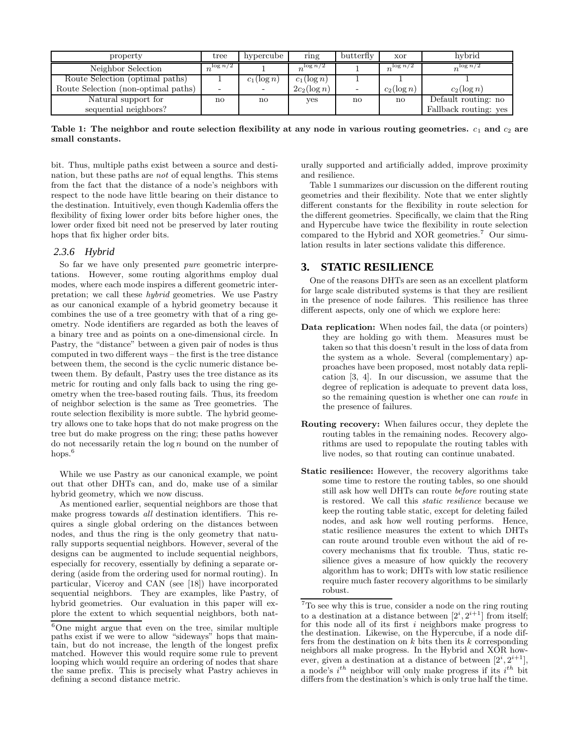| property | tree | hypercube | ring | butterfly | xor | hybrid |
|---|---|---|---|---|---|---|
| Neighbor Selection | $n^{\log n/2}$ | 1 | $n^{\log n/2}$ | 1 | $n^{\log n/2}$ | $n^{\log n/2}$ |
| Route Selection (optimal paths) | 1 | $c_1(\log n)$ | $c_1(\log n)$ | 1 | 1 | 1 |
| Route Selection (non-optimal paths) | - | - | $2c_2(\log n)$ | - | $c_2(\log n)$ | $c_2(\log n)$ |
| Natural support for sequential neighbors? | no | no | yes | no | no | Default routing: no Fallback routing: yes |

**Table 1: The neighbor and route selection flexibility at any node in various routing geometries. $c_1$ and $c_2$ are small constants.**

bit. Thus, multiple paths exist between a source and destination, but these paths are *not* of equal lengths. This stems from the fact that the distance of a node's neighbors with respect to the node have little bearing on their distance to the destination. Intuitively, even though Kademlia offers the flexibility of fixing lower order bits before higher ones, the lower order fixed bit need not be preserved by later routing hops that fix higher order bits.

### 2.3.6 Hybrid

So far we have only presented *pure* geometric interpretations. However, some routing algorithms employ dual modes, where each mode inspires a different geometric interpretation; we call these *hybrid* geometries. We use Pastry as our canonical example of a hybrid geometry because it combines the use of a tree geometry with that of a ring geometry. Node identifiers are regarded as both the leaves of a binary tree and as points on a one-dimensional circle. In Pastry, the "distance" between a given pair of nodes is thus computed in two different ways – the first is the tree distance between them, the second is the cyclic numeric distance between them. By default, Pastry uses the tree distance as its metric for routing and only falls back to using the ring geometry when the tree-based routing fails. Thus, its freedom of neighbor selection is the same as Tree geometries. The route selection flexibility is more subtle. The hybrid geometry allows one to take hops that do not make progress on the tree but do make progress on the ring; these paths however do not necessarily retain the $\log n$ bound on the number of hops.[6]

While we use Pastry as our canonical example, we point out that other DHTs can, and do, make use of a similar hybrid geometry, which we now discuss.

As mentioned earlier, sequential neighbors are those that make progress towards *all* destination identifiers. This requires a single global ordering on the distances between nodes, and thus the ring is the only geometry that naturally supports sequential neighbors. However, several of the designs can be augmented to include sequential neighbors, especially for recovery, essentially by defining a separate ordering (aside from the ordering used for normal routing). In particular, Viceroy and CAN (see [18]) have incorporated sequential neighbors. They are examples, like Pastry, of hybrid geometries. Our evaluation in this paper will explore the extent to which sequential neighbors, both naturally supported and artificially added, improve proximity and resilience.

Table 1 summarizes our discussion on the different routing geometries and their flexibility. Note that we enter slightly different constants for the flexibility in route selection for the different geometries. Specifically, we claim that the Ring and Hypercube have twice the flexibility in route selection compared to the Hybrid and XOR geometries.[7] Our simulation results in later sections validate this difference.

## 3. STATIC RESILIENCE

One of the reasons DHTs are seen as an excellent platform for large scale distributed systems is that they are resilient in the presence of node failures. This resilience has three different aspects, only one of which we explore here:

**Data replication:** When nodes fail, the data (or pointers) they are holding go with them. Measures must be taken so that this doesn't result in the loss of data from the system as a whole. Several (complementary) approaches have been proposed, most notably data replication [3, 4]. In our discussion, we assume that the degree of replication is adequate to prevent data loss, so the remaining question is whether one can *route* in the presence of failures.

**Routing recovery:** When failures occur, they deplete the routing tables in the remaining nodes. Recovery algorithms are used to repopulate the routing tables with live nodes, so that routing can continue unabated.

**Static resilience:** However, the recovery algorithms take some time to restore the routing tables, so one should still ask how well DHTs can route *before* routing state is restored. We call this *static resilience* because we keep the routing table static, except for deleting failed nodes, and ask how well routing performs. Hence, static resilience measures the extent to which DHTs can route around trouble even without the aid of recovery mechanisms that fix trouble. Thus, static resilience gives a measure of how quickly the recovery algorithm has to work; DHTs with low static resilience require much faster recovery algorithms to be similarly robust.

[6] One might argue that even on the tree, similar multiple paths exist if we were to allow "sideways" hops that maintain, but do not increase, the length of the longest prefix matched. However this would require some rule to prevent looping which would require an ordering of nodes that share the same prefix. This is precisely what Pastry achieves in defining a second distance metric.

[7] To see why this is true, consider a node on the ring routing to a destination at a distance between $[2^i, 2^{i+1}]$ from itself; for this node all of its first $i$ neighbors make progress to the destination. Likewise, on the Hypercube, if a node differs from the destination on $k$ bits then its $k$ corresponding neighbors all make progress. In the Hybrid and XOR however, given a destination at a distance of between $[2^i, 2^{i+1}]$, a node's $i^{th}$ neighbor will only make progress if its $i^{th}$ bit differs from the destination's which is only true half the time.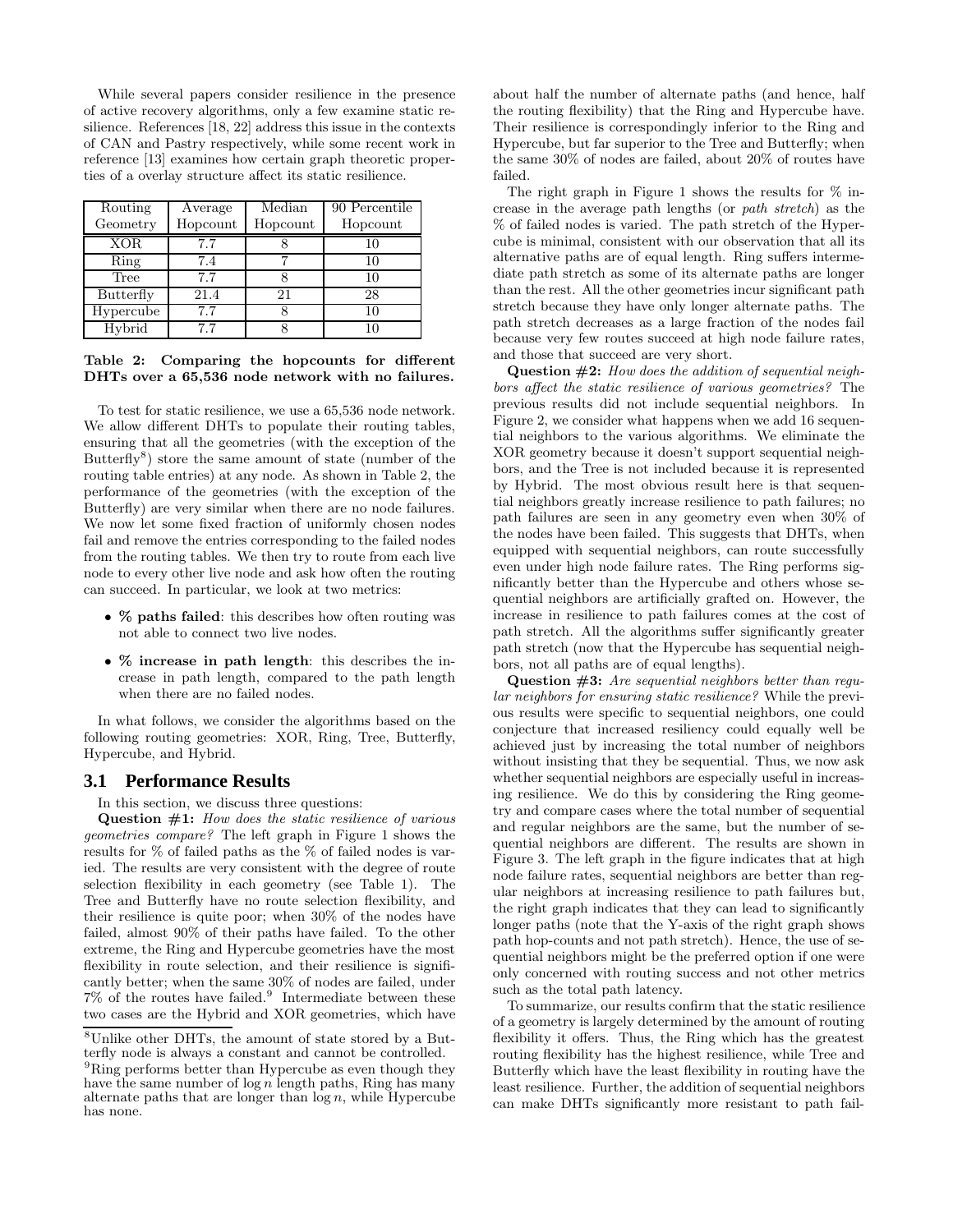While several papers consider resilience in the presence of active recovery algorithms, only a few examine static resilience. References [18, 22] address this issue in the contexts of CAN and Pastry respectively, while some recent work in reference [13] examines how certain graph theoretic properties of a overlay structure affect its static resilience.

| Routing Geometry | Average Hopcount | Median Hopcount | 90 Percentile Hopcount |
|---|---|---|---|
| XOR | 7.7 | 8 | 10 |
| Ring | 7.4 | 7 | 10 |
| Tree | 7.7 | 8 | 10 |
| Butterfly | 21.4 | 21 | 28 |
| Hypercube | 7.7 | 8 | 10 |
| Hybrid | 7.7 | 8 | 10 |

**Table 2: Comparing the hopcounts for different DHTs over a 65,536 node network with no failures.**

To test for static resilience, we use a 65,536 node network. We allow different DHTs to populate their routing tables, ensuring that all the geometries (with the exception of the Butterfly[8]) store the same amount of state (number of the routing table entries) at any node. As shown in Table 2, the performance of the geometries (with the exception of the Butterfly) are very similar when there are no node failures. We now let some fixed fraction of uniformly chosen nodes fail and remove the entries corresponding to the failed nodes from the routing tables. We then try to route from each live node to every other live node and ask how often the routing can succeed. In particular, we look at two metrics:

- **% paths failed**: this describes how often routing was not able to connect two live nodes.
- **% increase in path length**: this describes the increase in path length, compared to the path length when there are no failed nodes.

In what follows, we consider the algorithms based on the following routing geometries: XOR, Ring, Tree, Butterfly, Hypercube, and Hybrid.

## 3.1 Performance Results

In this section, we discuss three questions:

**Question #1:** *How does the static resilience of various geometries compare?* The left graph in Figure 1 shows the results for % of failed paths as the % of failed nodes is varied. The results are very consistent with the degree of route selection flexibility in each geometry (see Table 1). The Tree and Butterfly have no route selection flexibility, and their resilience is quite poor; when 30% of the nodes have failed, almost 90% of their paths have failed. To the other extreme, the Ring and Hypercube geometries have the most flexibility in route selection, and their resilience is significantly better; when the same 30% of nodes are failed, under 7% of the routes have failed.[9] Intermediate between these two cases are the Hybrid and XOR geometries, which have about half the number of alternate paths (and hence, half the routing flexibility) that the Ring and Hypercube have. Their resilience is correspondingly inferior to the Ring and Hypercube, but far superior to the Tree and Butterfly; when the same 30% of nodes are failed, about 20% of routes have failed.

The right graph in Figure 1 shows the results for % increase in the average path lengths (or *path stretch*) as the % of failed nodes is varied. The path stretch of the Hypercube is minimal, consistent with our observation that all its alternative paths are of equal length. Ring suffers intermediate path stretch as some of its alternate paths are longer than the rest. All the other geometries incur significant path stretch because they have only longer alternate paths. The path stretch decreases as a large fraction of the nodes fail because very few routes succeed at high node failure rates, and those that succeed are very short.

**Question #2:** *How does the addition of sequential neighbors affect the static resilience of various geometries?* The previous results did not include sequential neighbors. In Figure 2, we consider what happens when we add 16 sequential neighbors to the various algorithms. We eliminate the XOR geometry because it doesn't support sequential neighbors, and the Tree is not included because it is represented by Hybrid. The most obvious result here is that sequential neighbors greatly increase resilience to path failures; no path failures are seen in any geometry even when 30% of the nodes have been failed. This suggests that DHTs, when equipped with sequential neighbors, can route successfully even under high node failure rates. The Ring performs significantly better than the Hypercube and others whose sequential neighbors are artificially grafted on. However, the increase in resilience to path failures comes at the cost of path stretch. All the algorithms suffer significantly greater path stretch (now that the Hypercube has sequential neighbors, not all paths are of equal lengths).

**Question #3:** *Are sequential neighbors better than regular neighbors for ensuring static resilience?* While the previous results were specific to sequential neighbors, one could conjecture that increased resiliency could equally well be achieved just by increasing the total number of neighbors without insisting that they be sequential. Thus, we now ask whether sequential neighbors are especially useful in increasing resilience. We do this by considering the Ring geometry and compare cases where the total number of sequential and regular neighbors are the same, but the number of sequential neighbors are different. The results are shown in Figure 3. The left graph in the figure indicates that at high node failure rates, sequential neighbors are better than regular neighbors at increasing resilience to path failures but, the right graph indicates that they can lead to significantly longer paths (note that the Y-axis of the right graph shows path hop-counts and not path stretch). Hence, the use of sequential neighbors might be the preferred option if one were only concerned with routing success and not other metrics such as the total path latency.

To summarize, our results confirm that the static resilience of a geometry is largely determined by the amount of routing flexibility it offers. Thus, the Ring which has the greatest routing flexibility has the highest resilience, while Tree and Butterfly which have the least flexibility in routing have the least resilience. Further, the addition of sequential neighbors can make DHTs significantly more resistant to path fail-

[8] Unlike other DHTs, the amount of state stored by a Butterfly node is always a constant and cannot be controlled.

[9] Ring performs better than Hypercube as even though they have the same number of $\log n$ length paths, Ring has many alternate paths that are longer than $\log n$, while Hypercube has none.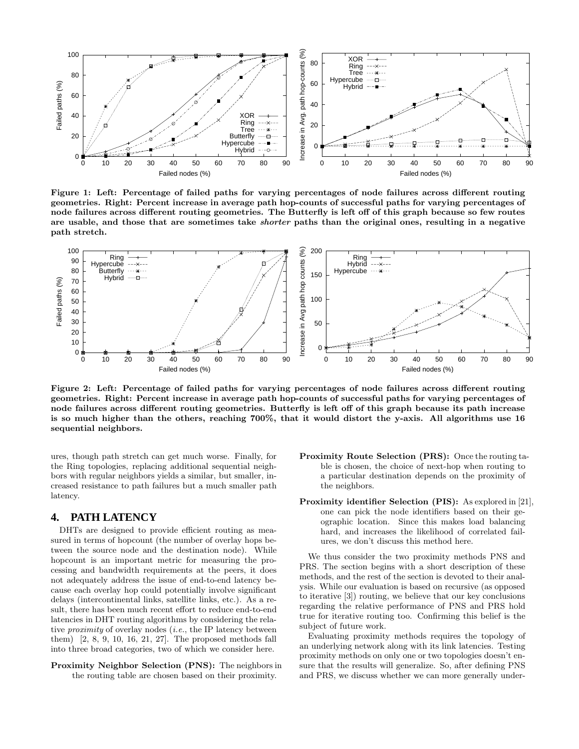**Figure 1: Left: Percentage of failed paths for varying percentages of node failures across different routing geometries. Right: Percent increase in average path hop-counts of successful paths for varying percentages of node failures across different routing geometries. The Butterfly is left off of this graph because so few routes are usable, and those that are sometimes take *shorter* paths than the original ones, resulting in a negative path stretch.**

**Figure 2: Left: Percentage of failed paths for varying percentages of node failures across different routing geometries. Right: Percent increase in average path hop-counts of successful paths for varying percentages of node failures across different routing geometries. Butterfly is left off of this graph because its path increase is so much higher than the others, reaching 700%, that it would distort the y-axis. All algorithms use 16 sequential neighbors.**

ures, though path stretch can get much worse. Finally, for the Ring topologies, replacing additional sequential neighbors with regular neighbors yields a similar, but smaller, increased resistance to path failures but a much smaller path latency.

## 4. PATH LATENCY

DHTs are designed to provide efficient routing as measured in terms of hopcount (the number of overlay hops between the source node and the destination node). While hopcount is an important metric for measuring the processing and bandwidth requirements at the peers, it does not adequately address the issue of end-to-end latency because each overlay hop could potentially involve significant delays (intercontinental links, satellite links, etc.). As a result, there has been much recent effort to reduce end-to-end latencies in DHT routing algorithms by considering the relative *proximity* of overlay nodes (*i.e.*, the IP latency between them) [2, 8, 9, 10, 16, 21, 27]. The proposed methods fall into three broad categories, two of which we consider here.

**Proximity Neighbor Selection (PNS):** The neighbors in the routing table are chosen based on their proximity.

**Proximity Route Selection (PRS):** Once the routing table is chosen, the choice of next-hop when routing to a particular destination depends on the proximity of the neighbors.

**Proximity identifier Selection (PIS):** As explored in [21], one can pick the node identifiers based on their geographic location. Since this makes load balancing hard, and increases the likelihood of correlated failures, we don't discuss this method here.

We thus consider the two proximity methods PNS and PRS. The section begins with a short description of these methods, and the rest of the section is devoted to their analysis. While our evaluation is based on recursive (as opposed to iterative [3]) routing, we believe that our key conclusions regarding the relative performance of PNS and PRS hold true for iterative routing too. Confirming this belief is the subject of future work.

Evaluating proximity methods requires the topology of an underlying network along with its link latencies. Testing proximity methods on only one or two topologies doesn't ensure that the results will generalize. So, after defining PNS and PRS, we discuss whether we can more generally under-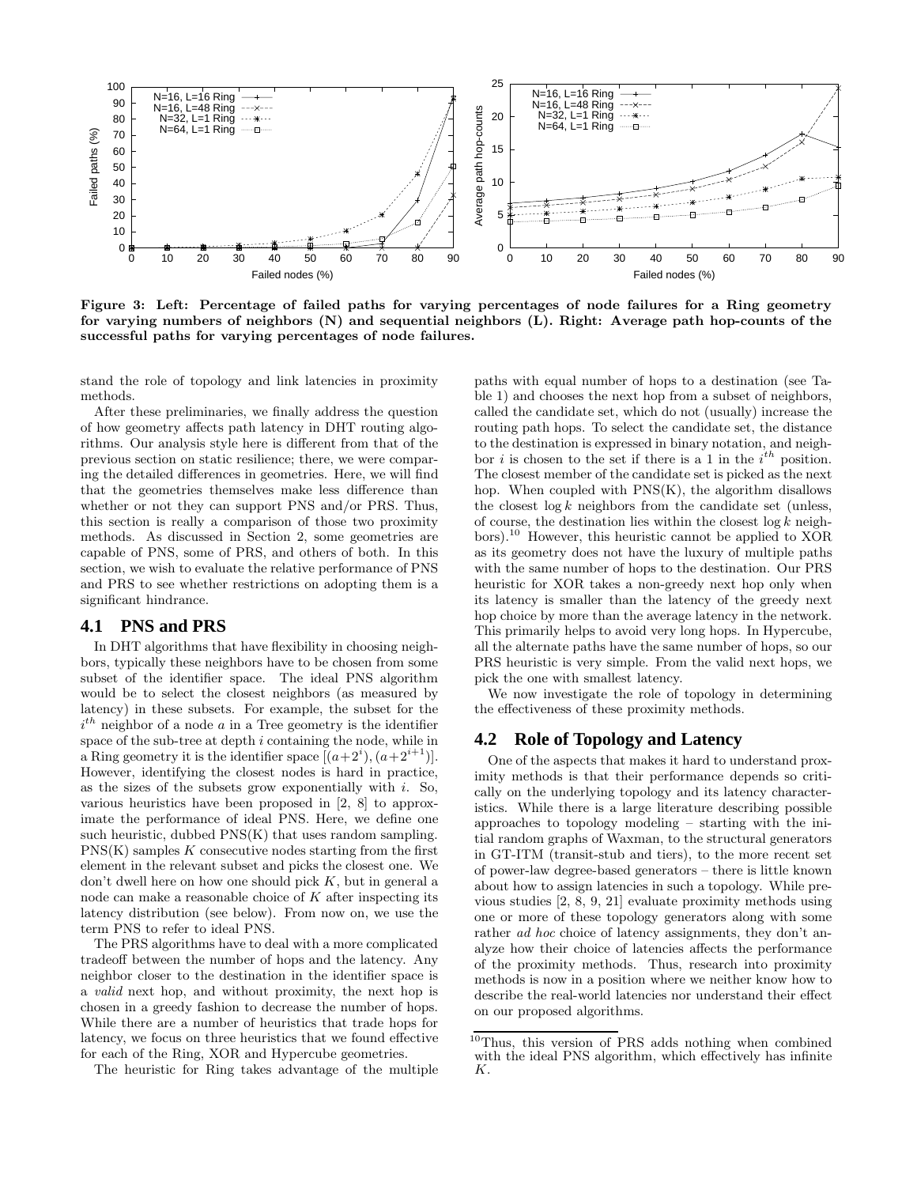100
90
80
70
60
50
40
30
20
10
0

Failed paths (%)

0 10 20 30 40 50 60 70 80 90

Failed nodes (%)

N=16, L=16 Ring
N=16, L=48 Ring
N=32, L=1 Ring
N=64, L=1 Ring

25
20
15
10
5
0

Average path hop-counts

0 10 20 30 40 50 60 70 80 90

Failed nodes (%)

N=16, L=16 Ring
N=16, L=48 Ring
N=32, L=1 Ring
N=64, L=1 Ring

**Figure 3: Left: Percentage of failed paths for varying percentages of node failures for a Ring geometry for varying numbers of neighbors (N) and sequential neighbors (L). Right: Average path hop-counts of the successful paths for varying percentages of node failures.**

stand the role of topology and link latencies in proximity methods.

After these preliminaries, we finally address the question of how geometry affects path latency in DHT routing algorithms. Our analysis style here is different from that of the previous section on static resilience; there, we were comparing the detailed differences in geometries. Here, we will find that the geometries themselves make less difference than whether or not they can support PNS and/or PRS. Thus, this section is really a comparison of those two proximity methods. As discussed in Section 2, some geometries are capable of PNS, some of PRS, and others of both. In this section, we wish to evaluate the relative performance of PNS and PRS to see whether restrictions on adopting them is a significant hindrance.

## 4.1 PNS and PRS

In DHT algorithms that have flexibility in choosing neighbors, typically these neighbors have to be chosen from some subset of the identifier space. The ideal PNS algorithm would be to select the closest neighbors (as measured by latency) in these subsets. For example, the subset for the $i^{th}$ neighbor of a node $a$ in a Tree geometry is the identifier space of the sub-tree at depth $i$ containing the node, while in a Ring geometry it is the identifier space $[(a+2^i), (a+2^{i+1})]$. However, identifying the closest nodes is hard in practice, as the sizes of the subsets grow exponentially with $i$. So, various heuristics have been proposed in [2, 8] to approximate the performance of ideal PNS. Here, we define one such heuristic, dubbed PNS(K) that uses random sampling. PNS(K) samples $K$ consecutive nodes starting from the first element in the relevant subset and picks the closest one. We don't dwell here on how one should pick $K$, but in general a node can make a reasonable choice of $K$ after inspecting its latency distribution (see below). From now on, we use the term PNS to refer to ideal PNS.

The PRS algorithms have to deal with a more complicated tradeoff between the number of hops and the latency. Any neighbor closer to the destination in the identifier space is a *valid* next hop, and without proximity, the next hop is chosen in a greedy fashion to decrease the number of hops. While there are a number of heuristics that trade hops for latency, we focus on three heuristics that we found effective for each of the Ring, XOR and Hypercube geometries.

The heuristic for Ring takes advantage of the multiple paths with equal number of hops to a destination (see Table 1) and chooses the next hop from a subset of neighbors, called the candidate set, which do not (usually) increase the routing path hops. To select the candidate set, the distance to the destination is expressed in binary notation, and neighbor $i$ is chosen to the set if there is a 1 in the $i^{th}$ position. The closest member of the candidate set is picked as the next hop. When coupled with PNS(K), the algorithm disallows the closest $\log k$ neighbors from the candidate set (unless, of course, the destination lies within the closest $\log k$ neighbors).[10] However, this heuristic cannot be applied to XOR as its geometry does not have the luxury of multiple paths with the same number of hops to the destination. Our PRS heuristic for XOR takes a non-greedy next hop only when its latency is smaller than the latency of the greedy next hop choice by more than the average latency in the network. This primarily helps to avoid very long hops. In Hypercube, all the alternate paths have the same number of hops, so our PRS heuristic is very simple. From the valid next hops, we pick the one with smallest latency.

We now investigate the role of topology in determining the effectiveness of these proximity methods.

## 4.2 Role of Topology and Latency

One of the aspects that makes it hard to understand proximity methods is that their performance depends so critically on the underlying topology and its latency characteristics. While there is a large literature describing possible approaches to topology modeling – starting with the initial random graphs of Waxman, to the structural generators in GT-ITM (transit-stub and tiers), to the more recent set of power-law degree-based generators – there is little known about how to assign latencies in such a topology. While previous studies [2, 8, 9, 21] evaluate proximity methods using one or more of these topology generators along with some rather *ad hoc* choice of latency assignments, they don't analyze how their choice of latencies affects the performance of the proximity methods. Thus, research into proximity methods is now in a position where we neither know how to describe the real-world latencies nor understand their effect on our proposed algorithms.

[10] Thus, this version of PRS adds nothing when combined with the ideal PNS algorithm, which effectively has infinite $K$.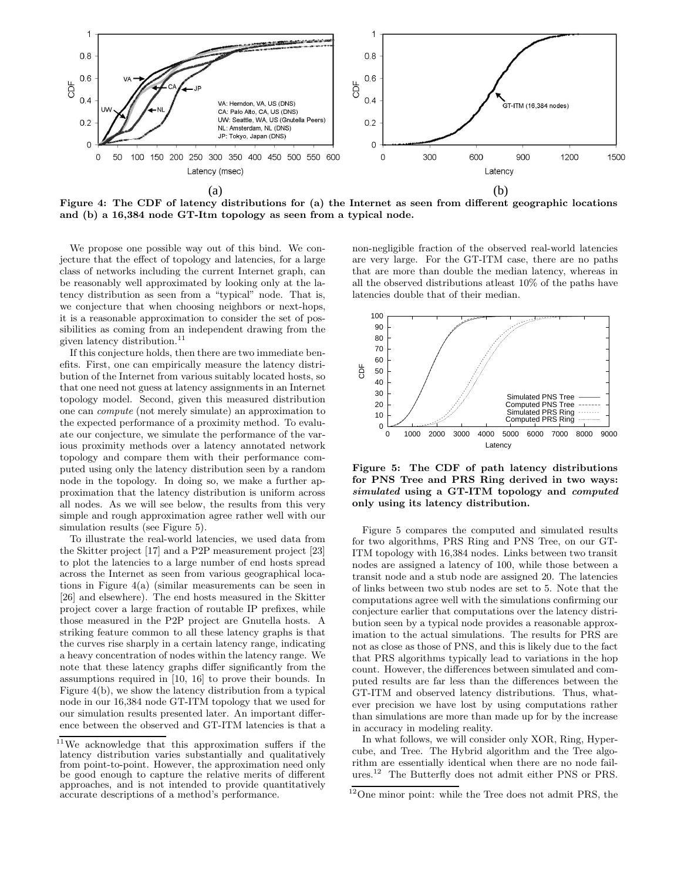Figure 4: The CDF of latency distributions for (a) the Internet as seen from different geographic locations and (b) a 16,384 node GT-Itm topology as seen from a typical node.

We propose one possible way out of this bind. We conjecture that the effect of topology and latencies, for a large class of networks including the current Internet graph, can be reasonably well approximated by looking only at the latency distribution as seen from a "typical" node. That is, we conjecture that when choosing neighbors or next-hops, it is a reasonable approximation to consider the set of possibilities as coming from an independent drawing from the given latency distribution.[11]

If this conjecture holds, then there are two immediate benefits. First, one can empirically measure the latency distribution of the Internet from various suitably located hosts, so that one need not guess at latency assignments in an Internet topology model. Second, given this measured distribution one can *compute* (not merely simulate) an approximation to the expected performance of a proximity method. To evaluate our conjecture, we simulate the performance of the various proximity methods over a latency annotated network topology and compare them with their performance computed using only the latency distribution seen by a random node in the topology. In doing so, we make a further approximation that the latency distribution is uniform across all nodes. As we will see below, the results from this very simple and rough approximation agree rather well with our simulation results (see Figure 5).

To illustrate the real-world latencies, we used data from the Skitter project [17] and a P2P measurement project [23] to plot the latencies to a large number of end hosts spread across the Internet as seen from various geographical locations in Figure 4(a) (similar measurements can be seen in [26] and elsewhere). The end hosts measured in the Skitter project cover a large fraction of routable IP prefixes, while those measured in the P2P project are Gnutella hosts. A striking feature common to all these latency graphs is that the curves rise sharply in a certain latency range, indicating a heavy concentration of nodes within the latency range. We note that these latency graphs differ significantly from the assumptions required in [10, 16] to prove their bounds. In Figure 4(b), we show the latency distribution from a typical node in our 16,384 node GT-ITM topology that we used for our simulation results presented later. An important difference between the observed and GT-ITM latencies is that a non-negligible fraction of the observed real-world latencies are very large. For the GT-ITM case, there are no paths that are more than double the median latency, whereas in all the observed distributions atleast 10% of the paths have latencies double that of their median.

Figure 5: The CDF of path latency distributions for PNS Tree and PRS Ring derived in two ways: *simulated* using a GT-ITM topology and *computed* only using its latency distribution.

Figure 5 compares the computed and simulated results for two algorithms, PRS Ring and PNS Tree, on our GT-ITM topology with 16,384 nodes. Links between two transit nodes are assigned a latency of 100, while those between a transit node and a stub node are assigned 20. The latencies of links between two stub nodes are set to 5. Note that the computations agree well with the simulations confirming our conjecture earlier that computations over the latency distribution seen by a typical node provides a reasonable approximation to the actual simulations. The results for PRS are not as close as those of PNS, and this is likely due to the fact that PRS algorithms typically lead to variations in the hop count. However, the differences between simulated and computed results are far less than the differences between the GT-ITM and observed latency distributions. Thus, whatever precision we have lost by using computations rather than simulations are more than made up for by the increase in accuracy in modeling reality.

In what follows, we will consider only XOR, Ring, Hypercube, and Tree. The Hybrid algorithm and the Tree algorithm are essentially identical when there are no node failures.[12] The Butterfly does not admit either PNS or PRS.

[11] We acknowledge that this approximation suffers if the latency distribution varies substantially and qualitatively from point-to-point. However, the approximation need only be good enough to capture the relative merits of different approaches, and is not intended to provide quantitatively accurate descriptions of a method's performance.

[12] One minor point: while the Tree does not admit PRS, the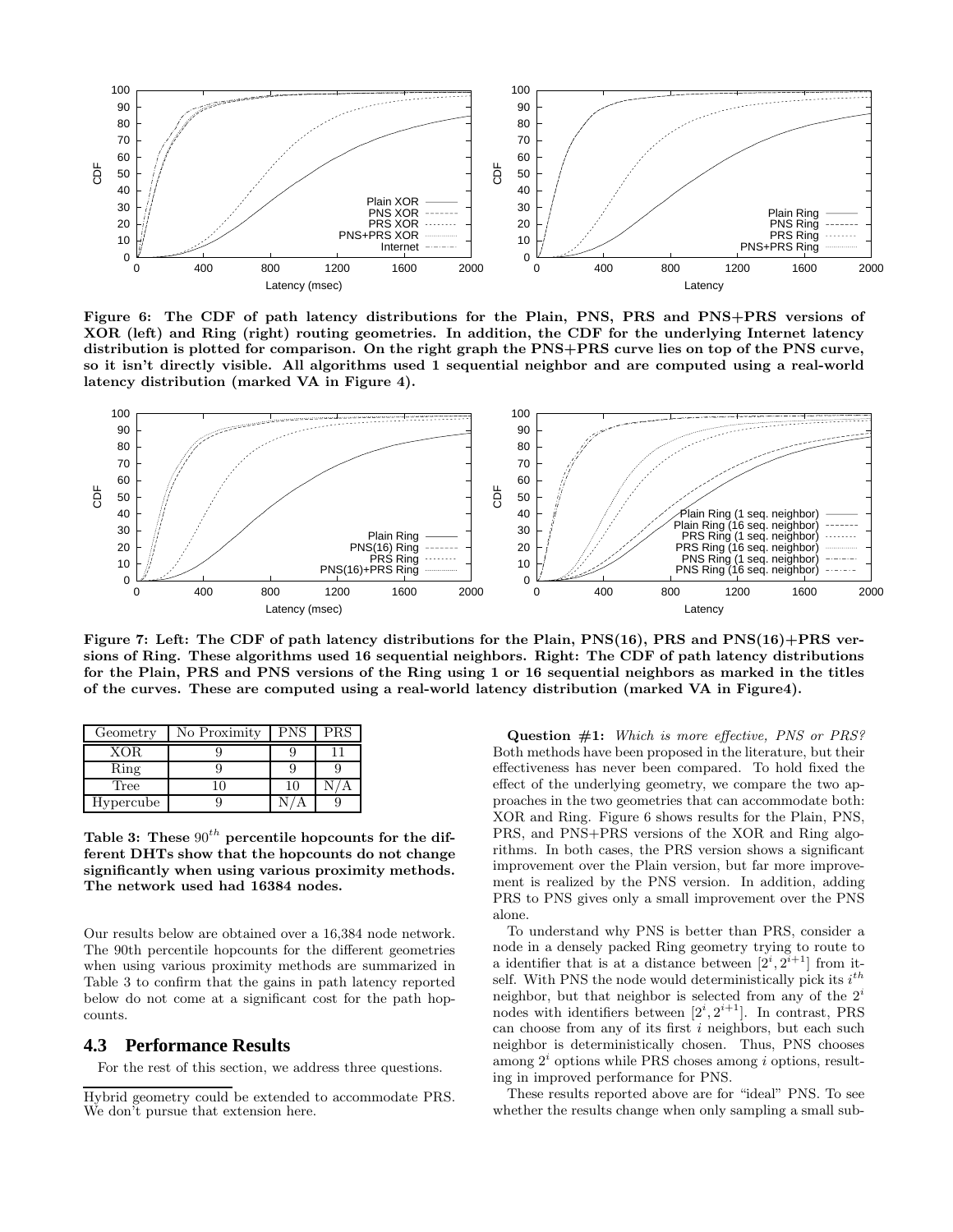Figure 6: The CDF of path latency distributions for the Plain, PNS, PRS and PNS+PRS versions of XOR (left) and Ring (right) routing geometries. In addition, the CDF for the underlying Internet latency distribution is plotted for comparison. On the right graph the PNS+PRS curve lies on top of the PNS curve, so it isn't directly visible. All algorithms used 1 sequential neighbor and are computed using a real-world latency distribution (marked VA in Figure 4).

Figure 7: Left: The CDF of path latency distributions for the Plain, PNS(16), PRS and PNS(16)+PRS versions of Ring. These algorithms used 16 sequential neighbors. Right: The CDF of path latency distributions for the Plain, PRS and PNS versions of the Ring using 1 or 16 sequential neighbors as marked in the titles of the curves. These are computed using a real-world latency distribution (marked VA in Figure4).

| Geometry | No Proximity | PNS | PRS |
|---|---|---|---|
| XOR | 9 | 9 | 11 |
| Ring | 9 | 9 | 9 |
| Tree | 10 | 10 | N/A |
| Hypercube | 9 | N/A | 9 |

**Table 3: These $90^{th}$ percentile hopcounts for the different DHTs show that the hopcounts do not change significantly when using various proximity methods. The network used had 16384 nodes.**

Our results below are obtained over a 16,384 node network. The 90th percentile hopcounts for the different geometries when using various proximity methods are summarized in Table 3 to confirm that the gains in path latency reported below do not come at a significant cost for the path hopcounts.

## 4.3 Performance Results

For the rest of this section, we address three questions.

Hybrid geometry could be extended to accommodate PRS. We don't pursue that extension here.

**Question #1:** *Which is more effective, PNS or PRS?* Both methods have been proposed in the literature, but their effectiveness has never been compared. To hold fixed the effect of the underlying geometry, we compare the two approaches in the two geometries that can accommodate both: XOR and Ring. Figure 6 shows results for the Plain, PNS, PRS, and PNS+PRS versions of the XOR and Ring algorithms. In both cases, the PRS version shows a significant improvement over the Plain version, but far more improvement is realized by the PNS version. In addition, adding PRS to PNS gives only a small improvement over the PNS alone.

To understand why PNS is better than PRS, consider a node in a densely packed Ring geometry trying to route to a identifier that is at a distance between $[2^i, 2^{i+1}]$ from itself. With PNS the node would deterministically pick its $i^{th}$ neighbor, but that neighbor is selected from any of the $2^i$ nodes with identifiers between $[2^i, 2^{i+1}]$. In contrast, PRS can choose from any of its first $i$ neighbors, but each such neighbor is deterministically chosen. Thus, PNS chooses among $2^i$ options while PRS choses among $i$ options, resulting in improved performance for PNS.

These results reported above are for "ideal" PNS. To see whether the results change when only sampling a small sub-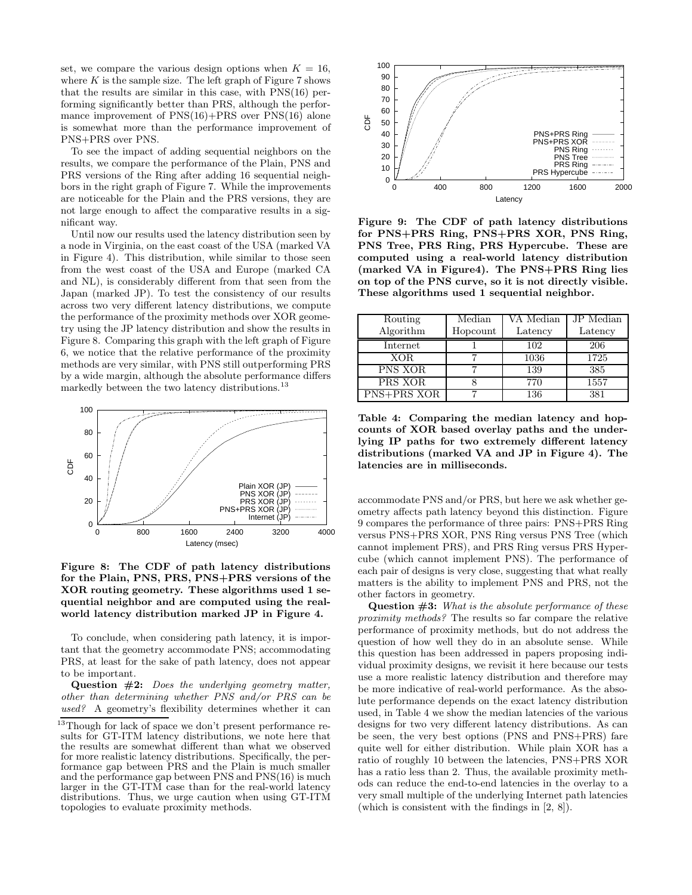set, we compare the various design options when $K = 16$, where $K$ is the sample size. The left graph of Figure 7 shows that the results are similar in this case, with PNS(16) performing significantly better than PRS, although the performance improvement of PNS(16)+PRS over PNS(16) alone is somewhat more than the performance improvement of PNS+PRS over PNS.

To see the impact of adding sequential neighbors on the results, we compare the performance of the Plain, PNS and PRS versions of the Ring after adding 16 sequential neighbors in the right graph of Figure 7. While the improvements are noticeable for the Plain and the PRS versions, they are not large enough to affect the comparative results in a significant way.

Until now our results used the latency distribution seen by a node in Virginia, on the east coast of the USA (marked VA in Figure 4). This distribution, while similar to those seen from the west coast of the USA and Europe (marked CA and NL), is considerably different from that seen from the Japan (marked JP). To test the consistency of our results across two very different latency distributions, we compute the performance of the proximity methods over XOR geometry using the JP latency distribution and show the results in Figure 8. Comparing this graph with the left graph of Figure 6, we notice that the relative performance of the proximity methods are very similar, with PNS still outperforming PRS by a wide margin, although the absolute performance differs markedly between the two latency distributions.[13]

**Figure 8: The CDF of path latency distributions for the Plain, PNS, PRS, PNS+PRS versions of the XOR routing geometry. These algorithms used 1 sequential neighbor and are computed using the real-world latency distribution marked JP in Figure 4.**

To conclude, when considering path latency, it is important that the geometry accommodate PNS; accommodating PRS, at least for the sake of path latency, does not appear to be important.

**Question #2:** *Does the underlying geometry matter, other than determining whether PNS and/or PRS can be used?* A geometry's flexibility determines whether it can accommodate PNS and/or PRS, but here we ask whether geometry affects path latency beyond this distinction. Figure 9 compares the performance of three pairs: PNS+PRS Ring versus PNS+PRS XOR, PNS Ring versus PNS Tree (which cannot implement PRS), and PRS Ring versus PRS Hypercube (which cannot implement PNS). The performance of each pair of designs is very close, suggesting that what really matters is the ability to implement PNS and PRS, not the other factors in geometry.

**Question #3:** *What is the absolute performance of these proximity methods?* The results so far compare the relative performance of proximity methods, but do not address the question of how well they do in an absolute sense. While this question has been addressed in papers proposing individual proximity designs, we revisit it here because our tests use a more realistic latency distribution and therefore may be more indicative of real-world performance. As the absolute performance depends on the exact latency distribution used, in Table 4 we show the median latencies of the various designs for two very different latency distributions. As can be seen, the very best options (PNS and PNS+PRS) fare quite well for either distribution. While plain XOR has a ratio of roughly 10 between the latencies, PNS+PRS XOR has a ratio less than 2. Thus, the available proximity methods can reduce the end-to-end latencies in the overlay to a very small multiple of the underlying Internet path latencies (which is consistent with the findings in [2, 8]).

**Figure 9: The CDF of path latency distributions for PNS+PRS Ring, PNS+PRS XOR, PNS Ring, PNS Tree, PRS Ring, PRS Hypercube. These are computed using a real-world latency distribution (marked VA in Figure4). The PNS+PRS Ring lies on top of the PNS curve, so it is not directly visible. These algorithms used 1 sequential neighbor.**

| Routing Algorithm | Median Hopcount | VA Median Latency | JP Median Latency |
|---|---|---|---|
| Internet | 1 | 102 | 206 |
| XOR | 7 | 1036 | 1725 |
| PNS XOR | 7 | 139 | 385 |
| PRS XOR | 8 | 770 | 1557 |
| PNS+PRS XOR | 7 | 136 | 381 |

**Table 4: Comparing the median latency and hopcounts of XOR based overlay paths and the underlying IP paths for two extremely different latency distributions (marked VA and JP in Figure 4). The latencies are in milliseconds.**

[13]Though for lack of space we don't present performance results for GT-ITM latency distributions, we note here that the results are somewhat different than what we observed for more realistic latency distributions. Specifically, the performance gap between PRS and the Plain is much smaller and the performance gap between PNS and PNS(16) is much larger in the GT-ITM case than for the real-world latency distributions. Thus, we urge caution when using GT-ITM topologies to evaluate proximity methods.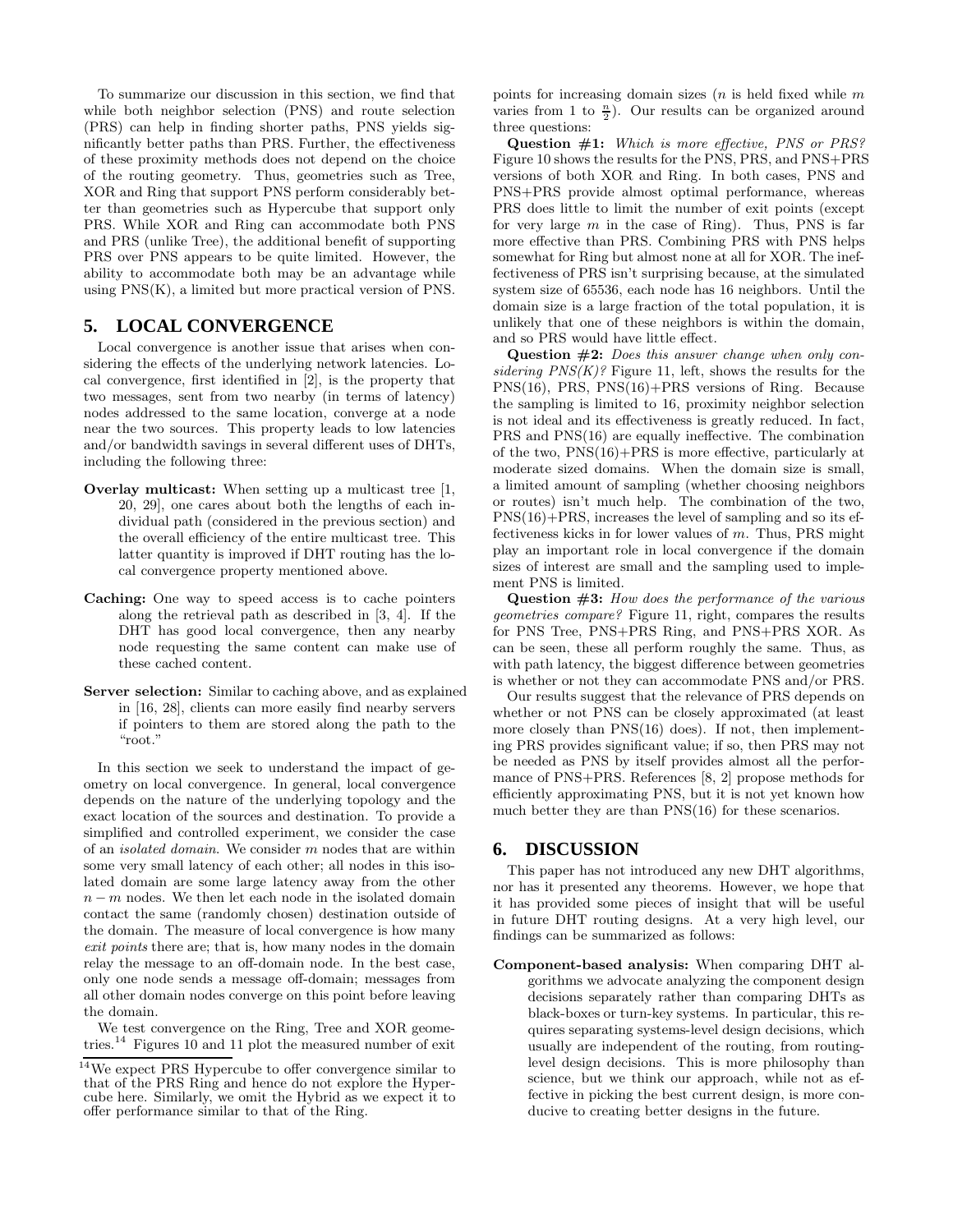To summarize our discussion in this section, we find that while both neighbor selection (PNS) and route selection (PRS) can help in finding shorter paths, PNS yields significantly better paths than PRS. Further, the effectiveness of these proximity methods does not depend on the choice of the routing geometry. Thus, geometries such as Tree, XOR and Ring that support PNS perform considerably better than geometries such as Hypercube that support only PRS. While XOR and Ring can accommodate both PNS and PRS (unlike Tree), the additional benefit of supporting PRS over PNS appears to be quite limited. However, the ability to accommodate both may be an advantage while using PNS(K), a limited but more practical version of PNS.

## 5. LOCAL CONVERGENCE

Local convergence is another issue that arises when considering the effects of the underlying network latencies. Local convergence, first identified in [2], is the property that two messages, sent from two nearby (in terms of latency) nodes addressed to the same location, converge at a node near the two sources. This property leads to low latencies and/or bandwidth savings in several different uses of DHTs, including the following three:

- **Overlay multicast:** When setting up a multicast tree [1, 20, 29], one cares about both the lengths of each individual path (considered in the previous section) and the overall efficiency of the entire multicast tree. This latter quantity is improved if DHT routing has the local convergence property mentioned above.
- **Caching:** One way to speed access is to cache pointers along the retrieval path as described in [3, 4]. If the DHT has good local convergence, then any nearby node requesting the same content can make use of these cached content.
- **Server selection:** Similar to caching above, and as explained in [16, 28], clients can more easily find nearby servers if pointers to them are stored along the path to the "root."

In this section we seek to understand the impact of geometry on local convergence. In general, local convergence depends on the nature of the underlying topology and the exact location of the sources and destination. To provide a simplified and controlled experiment, we consider the case of an *isolated domain*. We consider $m$ nodes that are within some very small latency of each other; all nodes in this isolated domain are some large latency away from the other $n-m$ nodes. We then let each node in the isolated domain contact the same (randomly chosen) destination outside of the domain. The measure of local convergence is how many *exit points* there are; that is, how many nodes in the domain relay the message to an off-domain node. In the best case, only one node sends a message off-domain; messages from all other domain nodes converge on this point before leaving the domain.

We test convergence on the Ring, Tree and XOR geometries.[14] Figures 10 and 11 plot the measured number of exit points for increasing domain sizes ($n$ is held fixed while $m$ varies from 1 to $\frac{n}{2}$). Our results can be organized around three questions:

**Question #1:** *Which is more effective, PNS or PRS?* Figure 10 shows the results for the PNS, PRS, and PNS+PRS versions of both XOR and Ring. In both cases, PNS and PNS+PRS provide almost optimal performance, whereas PRS does little to limit the number of exit points (except for very large $m$ in the case of Ring). Thus, PNS is far more effective than PRS. Combining PRS with PNS helps somewhat for Ring but almost none at all for XOR. The ineffectiveness of PRS isn't surprising because, at the simulated system size of 65536, each node has 16 neighbors. Until the domain size is a large fraction of the total population, it is unlikely that one of these neighbors is within the domain, and so PRS would have little effect.

**Question #2:** *Does this answer change when only considering PNS(K)?* Figure 11, left, shows the results for the PNS(16), PRS, PNS(16)+PRS versions of Ring. Because the sampling is limited to 16, proximity neighbor selection is not ideal and its effectiveness is greatly reduced. In fact, PRS and PNS(16) are equally ineffective. The combination of the two, PNS(16)+PRS is more effective, particularly at moderate sized domains. When the domain size is small, a limited amount of sampling (whether choosing neighbors or routes) isn't much help. The combination of the two, PNS(16)+PRS, increases the level of sampling and so its effectiveness kicks in for lower values of $m$. Thus, PRS might play an important role in local convergence if the domain sizes of interest are small and the sampling used to implement PNS is limited.

**Question #3:** *How does the performance of the various geometries compare?* Figure 11, right, compares the results for PNS Tree, PNS+PRS Ring, and PNS+PRS XOR. As can be seen, these all perform roughly the same. Thus, as with path latency, the biggest difference between geometries is whether or not they can accommodate PNS and/or PRS.

Our results suggest that the relevance of PRS depends on whether or not PNS can be closely approximated (at least more closely than PNS(16) does). If not, then implementing PRS provides significant value; if so, then PRS may not be needed as PNS by itself provides almost all the performance of PNS+PRS. References [8, 2] propose methods for efficiently approximating PNS, but it is not yet known how much better they are than PNS(16) for these scenarios.

## 6. DISCUSSION

This paper has not introduced any new DHT algorithms, nor has it presented any theorems. However, we hope that it has provided some pieces of insight that will be useful in future DHT routing designs. At a very high level, our findings can be summarized as follows:

- **Component-based analysis:** When comparing DHT algorithms we advocate analyzing the component design decisions separately rather than comparing DHTs as black-boxes or turn-key systems. In particular, this requires separating systems-level design decisions, which usually are independent of the routing, from routing-level design decisions. This is more philosophy than science, but we think our approach, while not as effective in picking the best current design, is more conducive to creating better designs in the future.

[14] We expect PRS Hypercube to offer convergence similar to that of the PRS Ring and hence do not explore the Hypercube here. Similarly, we omit the Hybrid as we expect it to offer performance similar to that of the Ring.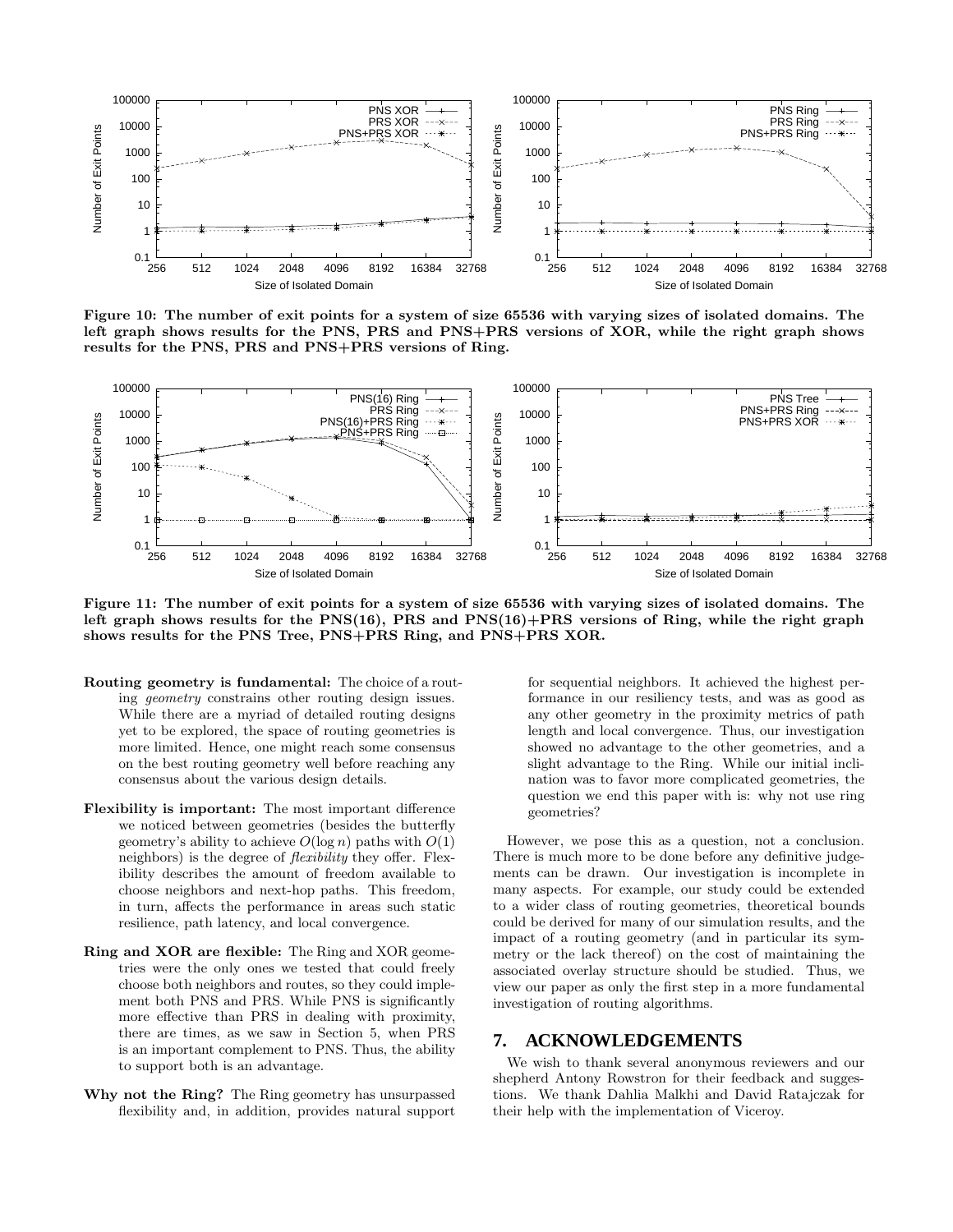**Figure 10: The number of exit points for a system of size 65536 with varying sizes of isolated domains. The left graph shows results for the PNS, PRS and PNS+PRS versions of XOR, while the right graph shows results for the PNS, PRS and PNS+PRS versions of Ring.**

**Figure 11: The number of exit points for a system of size 65536 with varying sizes of isolated domains. The left graph shows results for the PNS(16), PRS and PNS(16)+PRS versions of Ring, while the right graph shows results for the PNS Tree, PNS+PRS Ring, and PNS+PRS XOR.**

- **Routing geometry is fundamental:** The choice of a routing *geometry* constrains other routing design issues. While there are a myriad of detailed routing designs yet to be explored, the space of routing geometries is more limited. Hence, one might reach some consensus on the best routing geometry well before reaching any consensus about the various design details.

- **Flexibility is important:** The most important difference we noticed between geometries (besides the butterfly geometry's ability to achieve $O(\log n)$ paths with $O(1)$ neighbors) is the degree of *flexibility* they offer. Flexibility describes the amount of freedom available to choose neighbors and next-hop paths. This freedom, in turn, affects the performance in areas such static resilience, path latency, and local convergence.

- **Ring and XOR are flexible:** The Ring and XOR geometries were the only ones we tested that could freely choose both neighbors and routes, so they could implement both PNS and PRS. While PNS is significantly more effective than PRS in dealing with proximity, there are times, as we saw in Section 5, when PRS is an important complement to PNS. Thus, the ability to support both is an advantage.

- **Why not the Ring?** The Ring geometry has unsurpassed flexibility and, in addition, provides natural support for sequential neighbors. It achieved the highest performance in our resiliency tests, and was as good as any other geometry in the proximity metrics of path length and local convergence. Thus, our investigation showed no advantage to the other geometries, and a slight advantage to the Ring. While our initial inclination was to favor more complicated geometries, the question we end this paper with is: why not use ring geometries?

However, we pose this as a question, not a conclusion. There is much more to be done before any definitive judgements can be drawn. Our investigation is incomplete in many aspects. For example, our study could be extended to a wider class of routing geometries, theoretical bounds could be derived for many of our simulation results, and the impact of a routing geometry (and in particular its symmetry or the lack thereof) on the cost of maintaining the associated overlay structure should be studied. Thus, we view our paper as only the first step in a more fundamental investigation of routing algorithms.

## 7. ACKNOWLEDGEMENTS

We wish to thank several anonymous reviewers and our shepherd Antony Rowstron for their feedback and suggestions. We thank Dahlia Malkhi and David Ratajczak for their help with the implementation of Viceroy.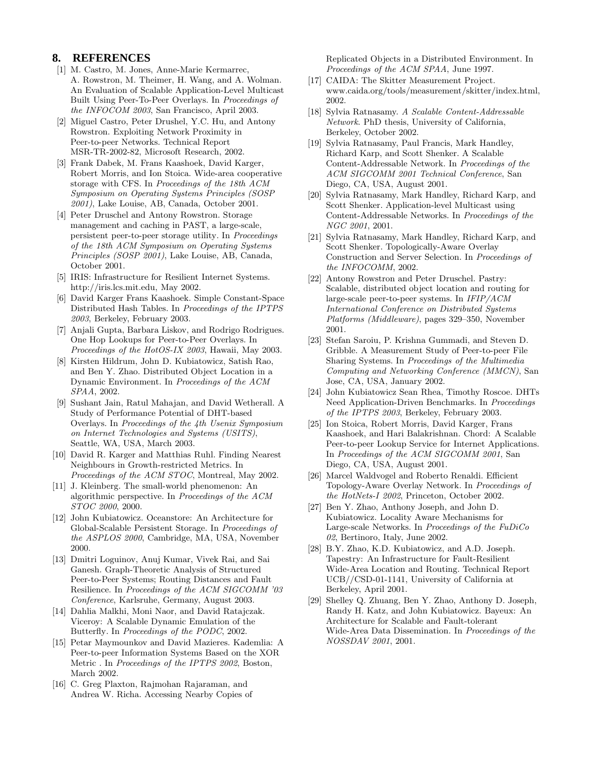## 8. REFERENCES

[1] M. Castro, M. Jones, Anne-Marie Kermarrec, A. Rowstron, M. Theimer, H. Wang, and A. Wolman. An Evaluation of Scalable Application-Level Multicast Built Using Peer-To-Peer Overlays. In *Proceedings of the INFOCOM 2003*, San Francisco, April 2003.

[2] Miguel Castro, Peter Drushel, Y.C. Hu, and Antony Rowstron. Exploiting Network Proximity in Peer-to-peer Networks. Technical Report MSR-TR-2002-82, Microsoft Research, 2002.

[3] Frank Dabek, M. Frans Kaashoek, David Karger, Robert Morris, and Ion Stoica. Wide-area cooperative storage with CFS. In *Proceedings of the 18th ACM Symposium on Operating Systems Principles (SOSP 2001)*, Lake Louise, AB, Canada, October 2001.

[4] Peter Druschel and Antony Rowstron. Storage management and caching in PAST, a large-scale, persistent peer-to-peer storage utility. In *Proceedings of the 18th ACM Symposium on Operating Systems Principles (SOSP 2001)*, Lake Louise, AB, Canada, October 2001.

[5] IRIS: Infrastructure for Resilient Internet Systems. http://iris.lcs.mit.edu, May 2002.

[6] David Karger Frans Kaashoek. Simple Constant-Space Distributed Hash Tables. In *Proceedings of the IPTPS 2003*, Berkeley, February 2003.

[7] Anjali Gupta, Barbara Liskov, and Rodrigo Rodrigues. One Hop Lookups for Peer-to-Peer Overlays. In *Proceedings of the HotOS-IX 2003*, Hawaii, May 2003.

[8] Kirsten Hildrum, John D. Kubiatowicz, Satish Rao, and Ben Y. Zhao. Distributed Object Location in a Dynamic Environment. In *Proceedings of the ACM SPAA*, 2002.

[9] Sushant Jain, Ratul Mahajan, and David Wetherall. A Study of Performance Potential of DHT-based Overlays. In *Proceedings of the 4th Usenix Symposium on Internet Technologies and Systems (USITS)*, Seattle, WA, USA, March 2003.

[10] David R. Karger and Matthias Ruhl. Finding Nearest Neighbours in Growth-restricted Metrics. In *Proceedings of the ACM STOC*, Montreal, May 2002.

[11] J. Kleinberg. The small-world phenomenon: An algorithmic perspective. In *Proceedings of the ACM STOC 2000*, 2000.

[12] John Kubiatowicz. Oceanstore: An Architecture for Global-Scalable Persistent Storage. In *Proceedings of the ASPLOS 2000*, Cambridge, MA, USA, November 2000.

[13] Dmitri Loguinov, Anuj Kumar, Vivek Rai, and Sai Ganesh. Graph-Theoretic Analysis of Structured Peer-to-Peer Systems; Routing Distances and Fault Resilience. In *Proceedings of the ACM SIGCOMM '03 Conference*, Karlsruhe, Germany, August 2003.

[14] Dahlia Malkhi, Moni Naor, and David Ratajczak. Viceroy: A Scalable Dynamic Emulation of the Butterfly. In *Proceedings of the PODC*, 2002.

[15] Petar Maymounkov and David Mazieres. Kademlia: A Peer-to-peer Information Systems Based on the XOR Metric . In *Proceedings of the IPTPS 2002*, Boston, March 2002.

[16] C. Greg Plaxton, Rajmohan Rajaraman, and Andrea W. Richa. Accessing Nearby Copies of Replicated Objects in a Distributed Environment. In *Proceedings of the ACM SPAA*, June 1997.

[17] CAIDA: The Skitter Measurement Project. www.caida.org/tools/measurement/skitter/index.html, 2002.

[18] Sylvia Ratnasamy. *A Scalable Content-Addressable Network*. PhD thesis, University of California, Berkeley, October 2002.

[19] Sylvia Ratnasamy, Paul Francis, Mark Handley, Richard Karp, and Scott Shenker. A Scalable Content-Addressable Network. In *Proceedings of the ACM SIGCOMM 2001 Technical Conference*, San Diego, CA, USA, August 2001.

[20] Sylvia Ratnasamy, Mark Handley, Richard Karp, and Scott Shenker. Application-level Multicast using Content-Addressable Networks. In *Proceedings of the NGC 2001*, 2001.

[21] Sylvia Ratnasamy, Mark Handley, Richard Karp, and Scott Shenker. Topologically-Aware Overlay Construction and Server Selection. In *Proceedings of the INFOCOMM*, 2002.

[22] Antony Rowstron and Peter Druschel. Pastry: Scalable, distributed object location and routing for large-scale peer-to-peer systems. In *IFIP/ACM International Conference on Distributed Systems Platforms (Middleware)*, pages 329–350, November 2001.

[23] Stefan Saroiu, P. Krishna Gummadi, and Steven D. Gribble. A Measurement Study of Peer-to-peer File Sharing Systems. In *Proceedings of the Multimedia Computing and Networking Conference (MMCN)*, San Jose, CA, USA, January 2002.

[24] John Kubiatowicz Sean Rhea, Timothy Roscoe. DHTs Need Application-Driven Benchmarks. In *Proceedings of the IPTPS 2003*, Berkeley, February 2003.

[25] Ion Stoica, Robert Morris, David Karger, Frans Kaashoek, and Hari Balakrishnan. Chord: A Scalable Peer-to-peer Lookup Service for Internet Applications. In *Proceedings of the ACM SIGCOMM 2001*, San Diego, CA, USA, August 2001.

[26] Marcel Waldvogel and Roberto Renaldi. Efficient Topology-Aware Overlay Network. In *Proceedings of the HotNets-I 2002*, Princeton, October 2002.

[27] Ben Y. Zhao, Anthony Joseph, and John D. Kubiatowicz. Locality Aware Mechanisms for Large-scale Networks. In *Proceedings of the FuDiCo 02*, Bertinoro, Italy, June 2002.

[28] B.Y. Zhao, K.D. Kubiatowicz, and A.D. Joseph. Tapestry: An Infrastructure for Fault-Resilient Wide-Area Location and Routing. Technical Report UCB//CSD-01-1141, University of California at Berkeley, April 2001.

[29] Shelley Q. Zhuang, Ben Y. Zhao, Anthony D. Joseph, Randy H. Katz, and John Kubiatowicz. Bayeux: An Architecture for Scalable and Fault-tolerant Wide-Area Data Dissemination. In *Proceedings of the NOSSDAV 2001*, 2001.